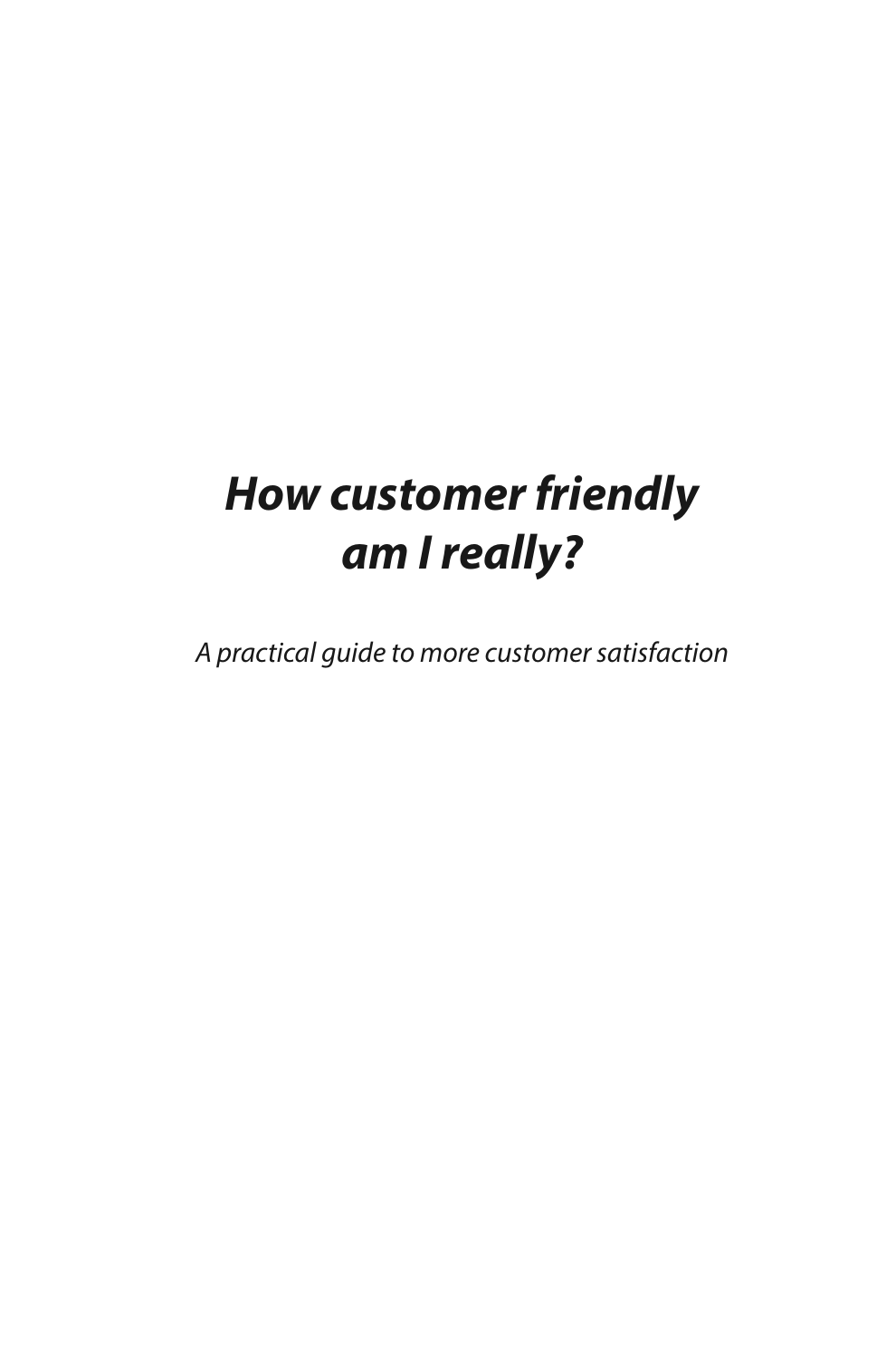# *How customer friendly am I really?*

*A practical guide to more customer satisfaction*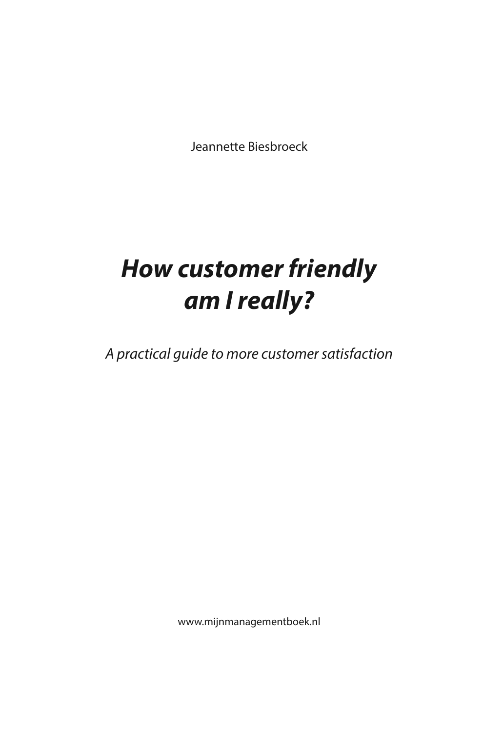Jeannette Biesbroeck

# ***How customer friendly am I really?***

*A practical guide to more customer satisfaction*

www.mijnmanagementboek.nl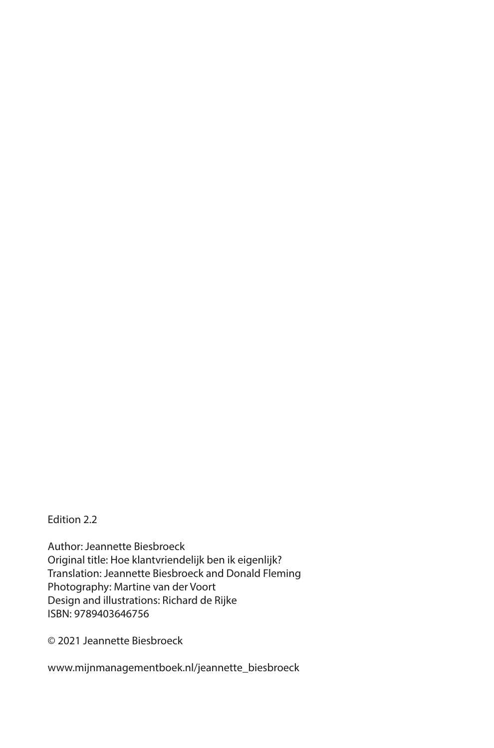Edition 2.2

Author: Jeannette Biesbroeck
Original title: Hoe klantvriendelijk ben ik eigenlijk?
Translation: Jeannette Biesbroeck and Donald Fleming
Photography: Martine van der Voort
Design and illustrations: Richard de Rijke
ISBN: 9789403646756

© 2021 Jeannette Biesbroeck

www.mijnmanagementboek.nl/jeannette_biesbroeck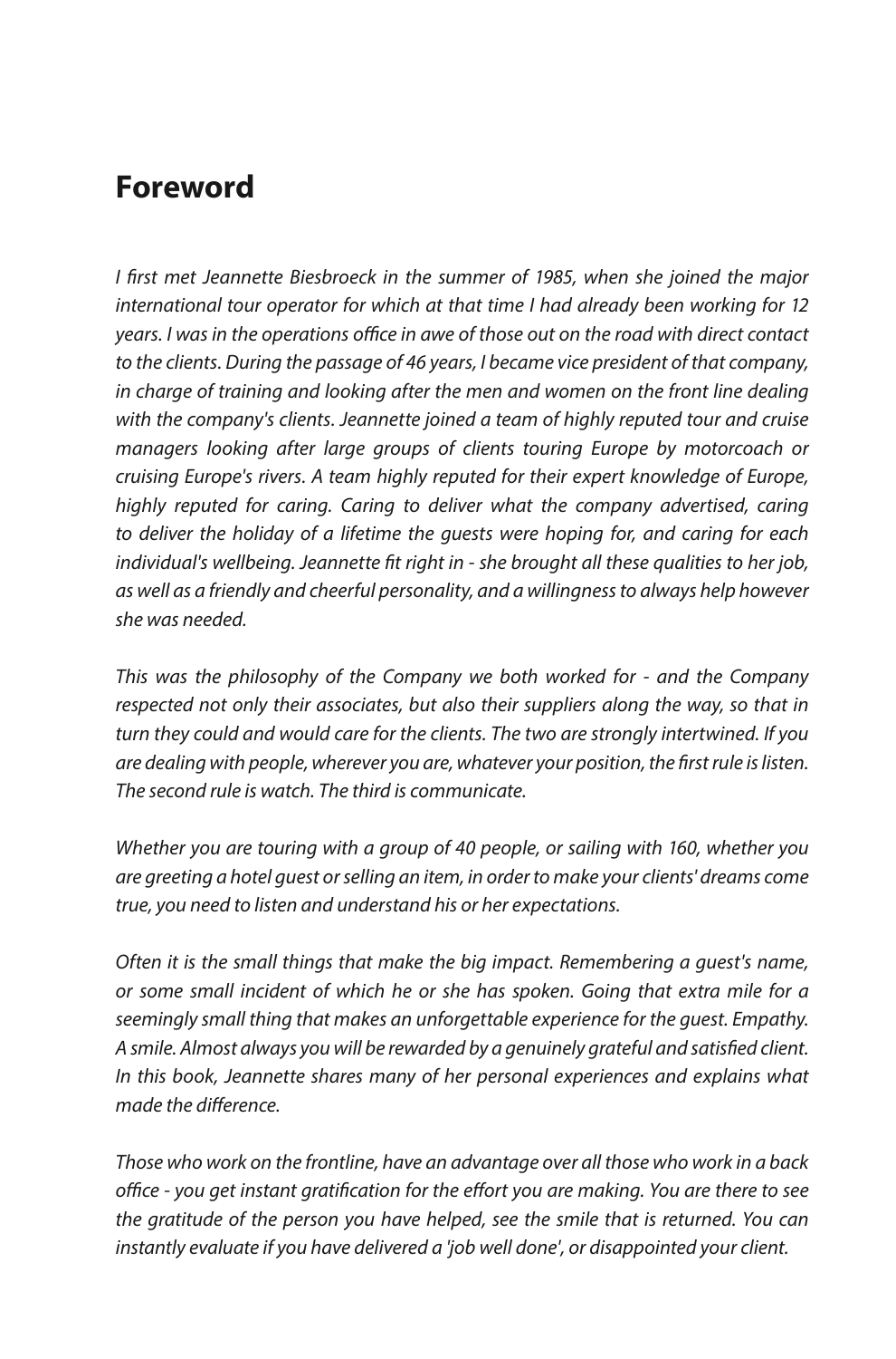# Foreword

*I first met Jeannette Biesbroeck in the summer of 1985, when she joined the major international tour operator for which at that time I had already been working for 12 years. I was in the operations office in awe of those out on the road with direct contact to the clients. During the passage of 46 years, I became vice president of that company, in charge of training and looking after the men and women on the front line dealing with the company's clients. Jeannette joined a team of highly reputed tour and cruise managers looking after large groups of clients touring Europe by motorcoach or cruising Europe's rivers. A team highly reputed for their expert knowledge of Europe, highly reputed for caring. Caring to deliver what the company advertised, caring to deliver the holiday of a lifetime the guests were hoping for, and caring for each individual's wellbeing. Jeannette fit right in - she brought all these qualities to her job, as well as a friendly and cheerful personality, and a willingness to always help however she was needed.*

*This was the philosophy of the Company we both worked for - and the Company respected not only their associates, but also their suppliers along the way, so that in turn they could and would care for the clients. The two are strongly intertwined. If you are dealing with people, wherever you are, whatever your position, the first rule is listen. The second rule is watch. The third is communicate.*

*Whether you are touring with a group of 40 people, or sailing with 160, whether you are greeting a hotel guest or selling an item, in order to make your clients' dreams come true, you need to listen and understand his or her expectations.*

*Often it is the small things that make the big impact. Remembering a guest's name, or some small incident of which he or she has spoken. Going that extra mile for a seemingly small thing that makes an unforgettable experience for the guest. Empathy. A smile. Almost always you will be rewarded by a genuinely grateful and satisfied client. In this book, Jeannette shares many of her personal experiences and explains what made the difference.*

*Those who work on the frontline, have an advantage over all those who work in a back office - you get instant gratification for the effort you are making. You are there to see the gratitude of the person you have helped, see the smile that is returned. You can instantly evaluate if you have delivered a 'job well done', or disappointed your client.*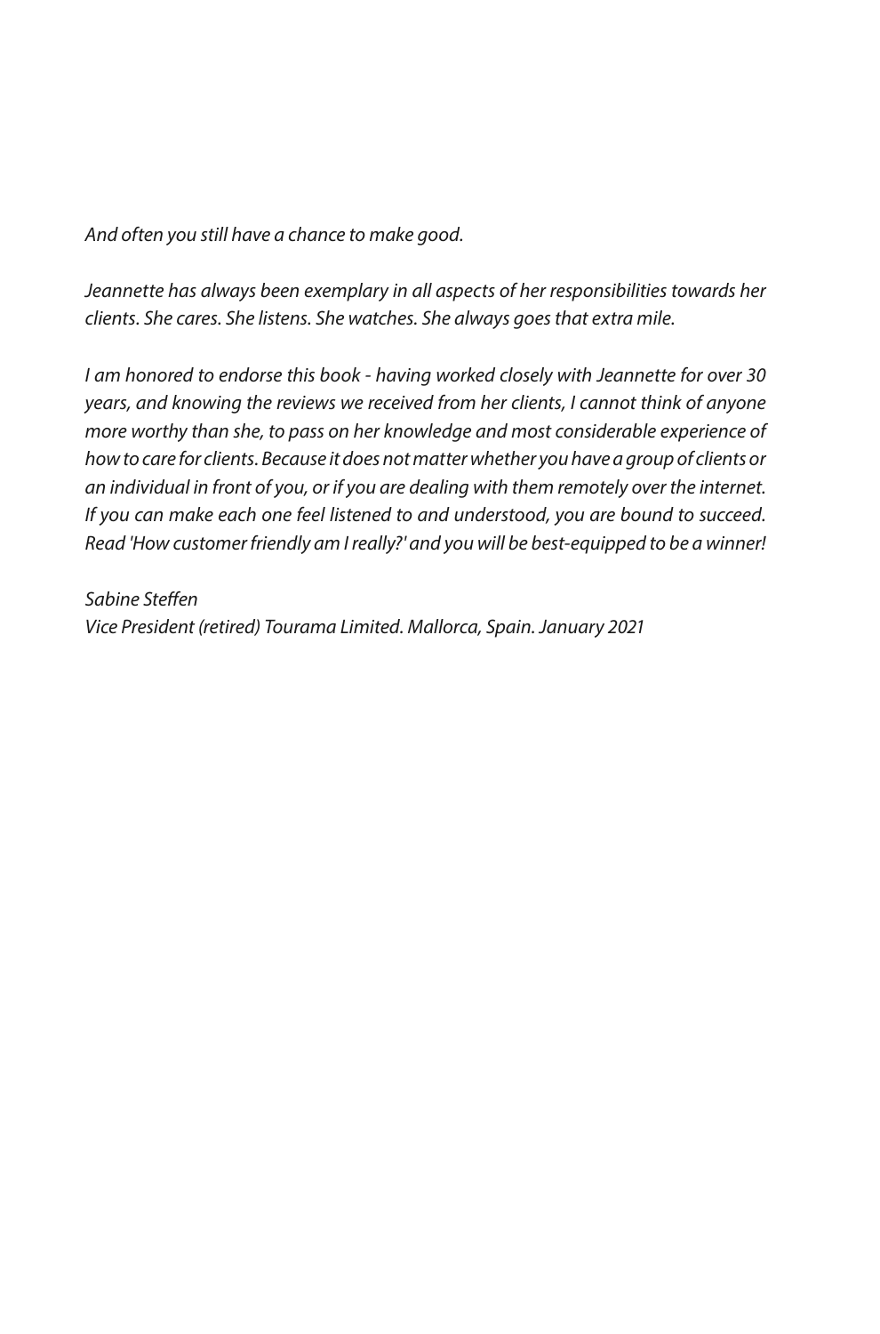*And often you still have a chance to make good.*

*Jeannette has always been exemplary in all aspects of her responsibilities towards her clients. She cares. She listens. She watches. She always goes that extra mile.*

*I am honored to endorse this book - having worked closely with Jeannette for over 30 years, and knowing the reviews we received from her clients, I cannot think of anyone more worthy than she, to pass on her knowledge and most considerable experience of how to care for clients. Because it does not matter whether you have a group of clients or an individual in front of you, or if you are dealing with them remotely over the internet. If you can make each one feel listened to and understood, you are bound to succeed. Read 'How customer friendly am I really?' and you will be best-equipped to be a winner!*

*Sabine Steffen*
*Vice President (retired) Tourama Limited. Mallorca, Spain. January 2021*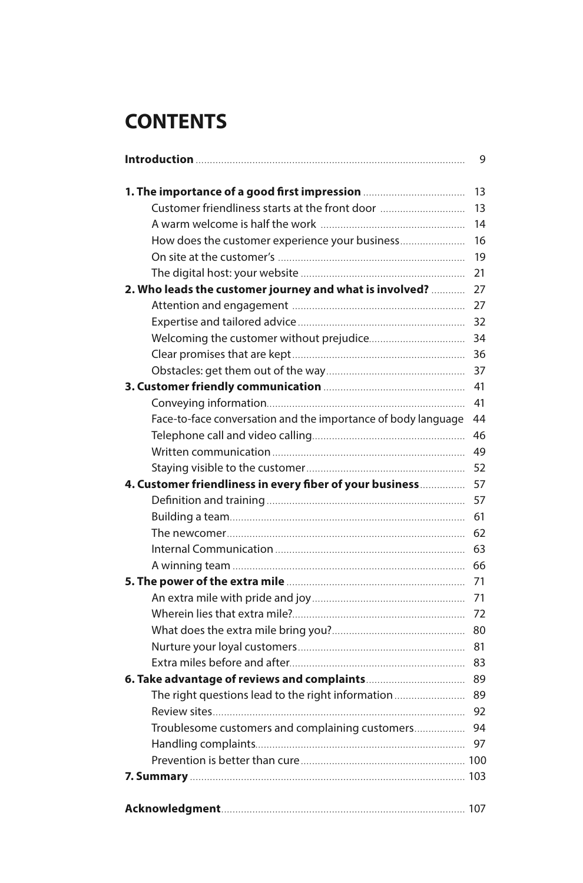# CONTENTS

**Introduction** ..... 9

**1. The importance of a good first impression** ..... 13
- Customer friendliness starts at the front door ..... 13
- A warm welcome is half the work ..... 14
- How does the customer experience your business ..... 16
- On site at the customer's ..... 19
- The digital host: your website ..... 21

**2. Who leads the customer journey and what is involved?** ..... 27
- Attention and engagement ..... 27
- Expertise and tailored advice ..... 32
- Welcoming the customer without prejudice ..... 34
- Clear promises that are kept ..... 36
- Obstacles: get them out of the way ..... 37

**3. Customer friendly communication** ..... 41
- Conveying information ..... 41
- Face-to-face conversation and the importance of body language ..... 44
- Telephone call and video calling ..... 46
- Written communication ..... 49
- Staying visible to the customer ..... 52

**4. Customer friendliness in every fiber of your business** ..... 57
- Definition and training ..... 57
- Building a team ..... 61
- The newcomer ..... 62
- Internal Communication ..... 63
- A winning team ..... 66

**5. The power of the extra mile** ..... 71
- An extra mile with pride and joy ..... 71
- Wherein lies that extra mile? ..... 72
- What does the extra mile bring you? ..... 80
- Nurture your loyal customers ..... 81
- Extra miles before and after ..... 83

**6. Take advantage of reviews and complaints** ..... 89
- The right questions lead to the right information ..... 89
- Review sites ..... 92
- Troublesome customers and complaining customers ..... 94
- Handling complaints ..... 97
- Prevention is better than cure ..... 100

**7. Summary** ..... 103

**Acknowledgment** ..... 107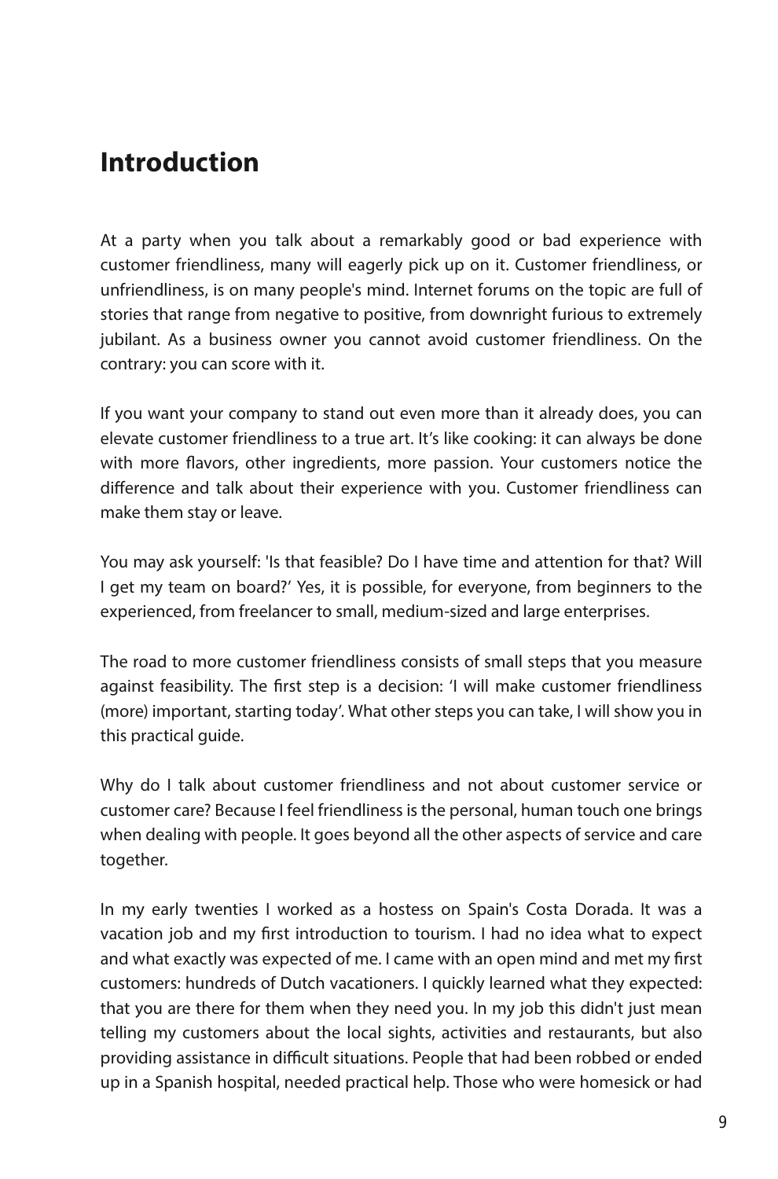## Introduction

At a party when you talk about a remarkably good or bad experience with customer friendliness, many will eagerly pick up on it. Customer friendliness, or unfriendliness, is on many people's mind. Internet forums on the topic are full of stories that range from negative to positive, from downright furious to extremely jubilant. As a business owner you cannot avoid customer friendliness. On the contrary: you can score with it.

If you want your company to stand out even more than it already does, you can elevate customer friendliness to a true art. It's like cooking: it can always be done with more flavors, other ingredients, more passion. Your customers notice the difference and talk about their experience with you. Customer friendliness can make them stay or leave.

You may ask yourself: 'Is that feasible? Do I have time and attention for that? Will I get my team on board?' Yes, it is possible, for everyone, from beginners to the experienced, from freelancer to small, medium-sized and large enterprises.

The road to more customer friendliness consists of small steps that you measure against feasibility. The first step is a decision: 'I will make customer friendliness (more) important, starting today'. What other steps you can take, I will show you in this practical guide.

Why do I talk about customer friendliness and not about customer service or customer care? Because I feel friendliness is the personal, human touch one brings when dealing with people. It goes beyond all the other aspects of service and care together.

In my early twenties I worked as a hostess on Spain's Costa Dorada. It was a vacation job and my first introduction to tourism. I had no idea what to expect and what exactly was expected of me. I came with an open mind and met my first customers: hundreds of Dutch vacationers. I quickly learned what they expected: that you are there for them when they need you. In my job this didn't just mean telling my customers about the local sights, activities and restaurants, but also providing assistance in difficult situations. People that had been robbed or ended up in a Spanish hospital, needed practical help. Those who were homesick or had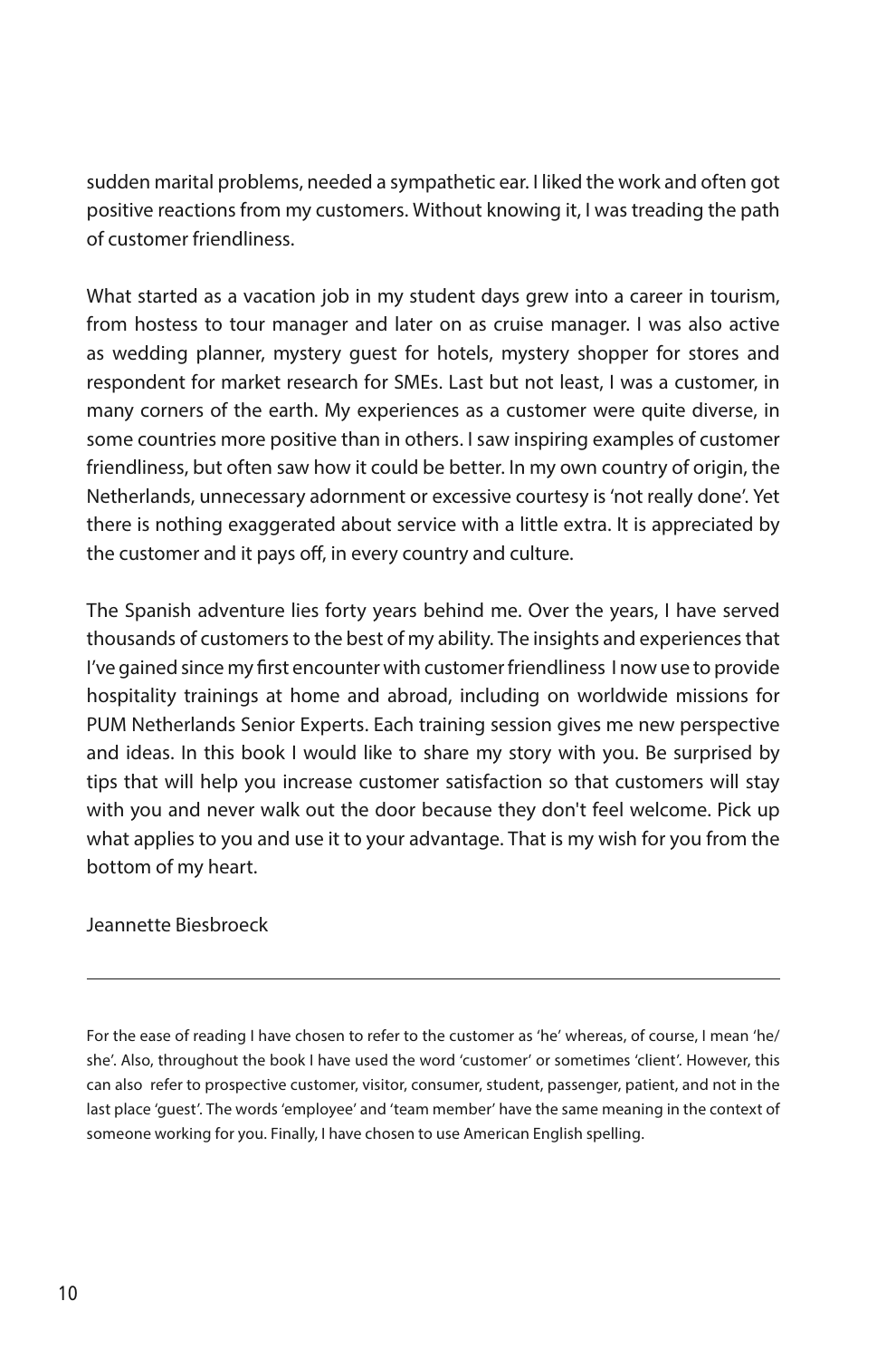sudden marital problems, needed a sympathetic ear. I liked the work and often got positive reactions from my customers. Without knowing it, I was treading the path of customer friendliness.

What started as a vacation job in my student days grew into a career in tourism, from hostess to tour manager and later on as cruise manager. I was also active as wedding planner, mystery guest for hotels, mystery shopper for stores and respondent for market research for SMEs. Last but not least, I was a customer, in many corners of the earth. My experiences as a customer were quite diverse, in some countries more positive than in others. I saw inspiring examples of customer friendliness, but often saw how it could be better. In my own country of origin, the Netherlands, unnecessary adornment or excessive courtesy is 'not really done'. Yet there is nothing exaggerated about service with a little extra. It is appreciated by the customer and it pays off, in every country and culture.

The Spanish adventure lies forty years behind me. Over the years, I have served thousands of customers to the best of my ability. The insights and experiences that I've gained since my first encounter with customer friendliness I now use to provide hospitality trainings at home and abroad, including on worldwide missions for PUM Netherlands Senior Experts. Each training session gives me new perspective and ideas. In this book I would like to share my story with you. Be surprised by tips that will help you increase customer satisfaction so that customers will stay with you and never walk out the door because they don't feel welcome. Pick up what applies to you and use it to your advantage. That is my wish for you from the bottom of my heart.

Jeannette Biesbroeck

---

For the ease of reading I have chosen to refer to the customer as 'he' whereas, of course, I mean 'he/she'. Also, throughout the book I have used the word 'customer' or sometimes 'client'. However, this can also refer to prospective customer, visitor, consumer, student, passenger, patient, and not in the last place 'guest'. The words 'employee' and 'team member' have the same meaning in the context of someone working for you. Finally, I have chosen to use American English spelling.